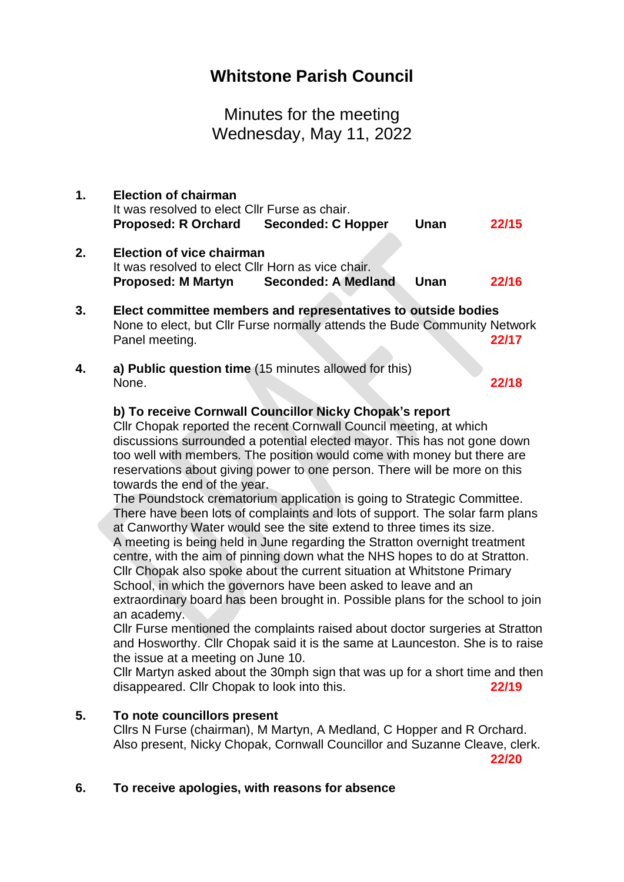# Whitstone Parish Council

## Minutes for the meeting
## Wednesday, May 11, 2022

**1. Election of chairman**
It was resolved to elect Cllr Furse as chair.
**Proposed: R Orchard** **Seconded: C Hopper** **Unan** **22/15**

**2. Election of vice chairman**
It was resolved to elect Cllr Horn as vice chair.
**Proposed: M Martyn** **Seconded: A Medland** **Unan** **22/16**

**3. Elect committee members and representatives to outside bodies**
None to elect, but Cllr Furse normally attends the Bude Community Network Panel meeting. **22/17**

**4. a) Public question time** (15 minutes allowed for this)
None. **22/18**

**b) To receive Cornwall Councillor Nicky Chopak's report**
Cllr Chopak reported the recent Cornwall Council meeting, at which discussions surrounded a potential elected mayor. This has not gone down too well with members. The position would come with money but there are reservations about giving power to one person. There will be more on this towards the end of the year.
The Poundstock crematorium application is going to Strategic Committee. There have been lots of complaints and lots of support. The solar farm plans at Canworthy Water would see the site extend to three times its size.
A meeting is being held in June regarding the Stratton overnight treatment centre, with the aim of pinning down what the NHS hopes to do at Stratton.
Cllr Chopak also spoke about the current situation at Whitstone Primary School, in which the governors have been asked to leave and an extraordinary board has been brought in. Possible plans for the school to join an academy.
Cllr Furse mentioned the complaints raised about doctor surgeries at Stratton and Hosworthy. Cllr Chopak said it is the same at Launceston. She is to raise the issue at a meeting on June 10.
Cllr Martyn asked about the 30mph sign that was up for a short time and then disappeared. Cllr Chopak to look into this. **22/19**

**5. To note councillors present**
Cllrs N Furse (chairman), M Martyn, A Medland, C Hopper and R Orchard.
Also present, Nicky Chopak, Cornwall Councillor and Suzanne Cleave, clerk.
**22/20**

**6. To receive apologies, with reasons for absence**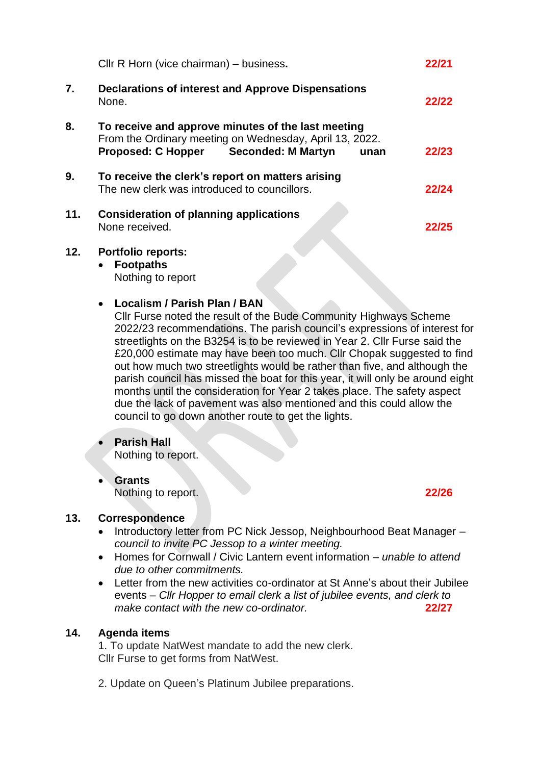Cllr R Horn (vice chairman) – business. **22/21**

**7.** **Declarations of interest and Approve Dispensations**
None. **22/22**

**8.** **To receive and approve minutes of the last meeting**
From the Ordinary meeting on Wednesday, April 13, 2022.
**Proposed: C Hopper** **Seconded: M Martyn** **unan** **22/23**

**9.** **To receive the clerk's report on matters arising**
The new clerk was introduced to councillors. **22/24**

**11.** **Consideration of planning applications**
None received. **22/25**

**12.** **Portfolio reports:**

- **Footpaths**
  Nothing to report

- **Localism / Parish Plan / BAN**
  Cllr Furse noted the result of the Bude Community Highways Scheme 2022/23 recommendations. The parish council's expressions of interest for streetlights on the B3254 is to be reviewed in Year 2. Cllr Furse said the £20,000 estimate may have been too much. Cllr Chopak suggested to find out how much two streetlights would be rather than five, and although the parish council has missed the boat for this year, it will only be around eight months until the consideration for Year 2 takes place. The safety aspect due the lack of pavement was also mentioned and this could allow the council to go down another route to get the lights.

- **Parish Hall**
  Nothing to report.

- **Grants**
  Nothing to report. **22/26**

**13.** **Correspondence**

- Introductory letter from PC Nick Jessop, Neighbourhood Beat Manager – *council to invite PC Jessop to a winter meeting.*
- Homes for Cornwall / Civic Lantern event information – *unable to attend due to other commitments.*
- Letter from the new activities co-ordinator at St Anne's about their Jubilee events – *Cllr Hopper to email clerk a list of jubilee events, and clerk to make contact with the new co-ordinator.* **22/27**

**14.** **Agenda items**
1. To update NatWest mandate to add the new clerk.
Cllr Furse to get forms from NatWest.

2. Update on Queen's Platinum Jubilee preparations.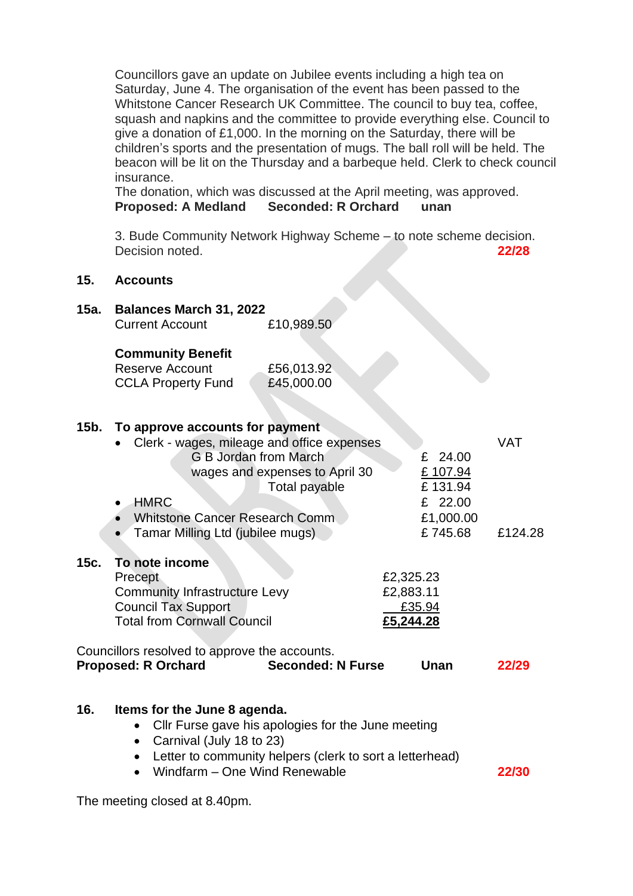Councillors gave an update on Jubilee events including a high tea on Saturday, June 4. The organisation of the event has been passed to the Whitstone Cancer Research UK Committee. The council to buy tea, coffee, squash and napkins and the committee to provide everything else. Council to give a donation of £1,000. In the morning on the Saturday, there will be children's sports and the presentation of mugs. The ball roll will be held. The beacon will be lit on the Thursday and a barbeque held. Clerk to check council insurance.

The donation, which was discussed at the April meeting, was approved.

**Proposed: A Medland Seconded: R Orchard unan**

3. Bude Community Network Highway Scheme – to note scheme decision.
Decision noted. **22/28**

## 15. Accounts

### 15a. Balances March 31, 2022

| | |
|---|---|
| Current Account | £10,989.50 |

**Community Benefit**

| | |
|---|---|
| Reserve Account | £56,013.92 |
| CCLA Property Fund | £45,000.00 |

### 15b. To approve accounts for payment

| | | |
|---|---|---|
| | | VAT |
| • Clerk - wages, mileage and office expenses | | |
| G B Jordan from March | £ 24.00 | |
| wages and expenses to April 30 | £ 107.94 | |
| Total payable | £ 131.94 | |
| • HMRC | £ 22.00 | |
| • Whitstone Cancer Research Comm | £1,000.00 | |
| • Tamar Milling Ltd (jubilee mugs) | £ 745.68 | £124.28 |

### 15c. To note income

| | |
|---|---|
| Precept | £2,325.23 |
| Community Infrastructure Levy | £2,883.11 |
| Council Tax Support | £35.94 |
| Total from Cornwall Council | **£5,244.28** |

Councillors resolved to approve the accounts.

**Proposed: R Orchard Seconded: N Furse Unan 22/29**

## 16. Items for the June 8 agenda.

- Cllr Furse gave his apologies for the June meeting
- Carnival (July 18 to 23)
- Letter to community helpers (clerk to sort a letterhead)
- Windfarm – One Wind Renewable **22/30**

The meeting closed at 8.40pm.